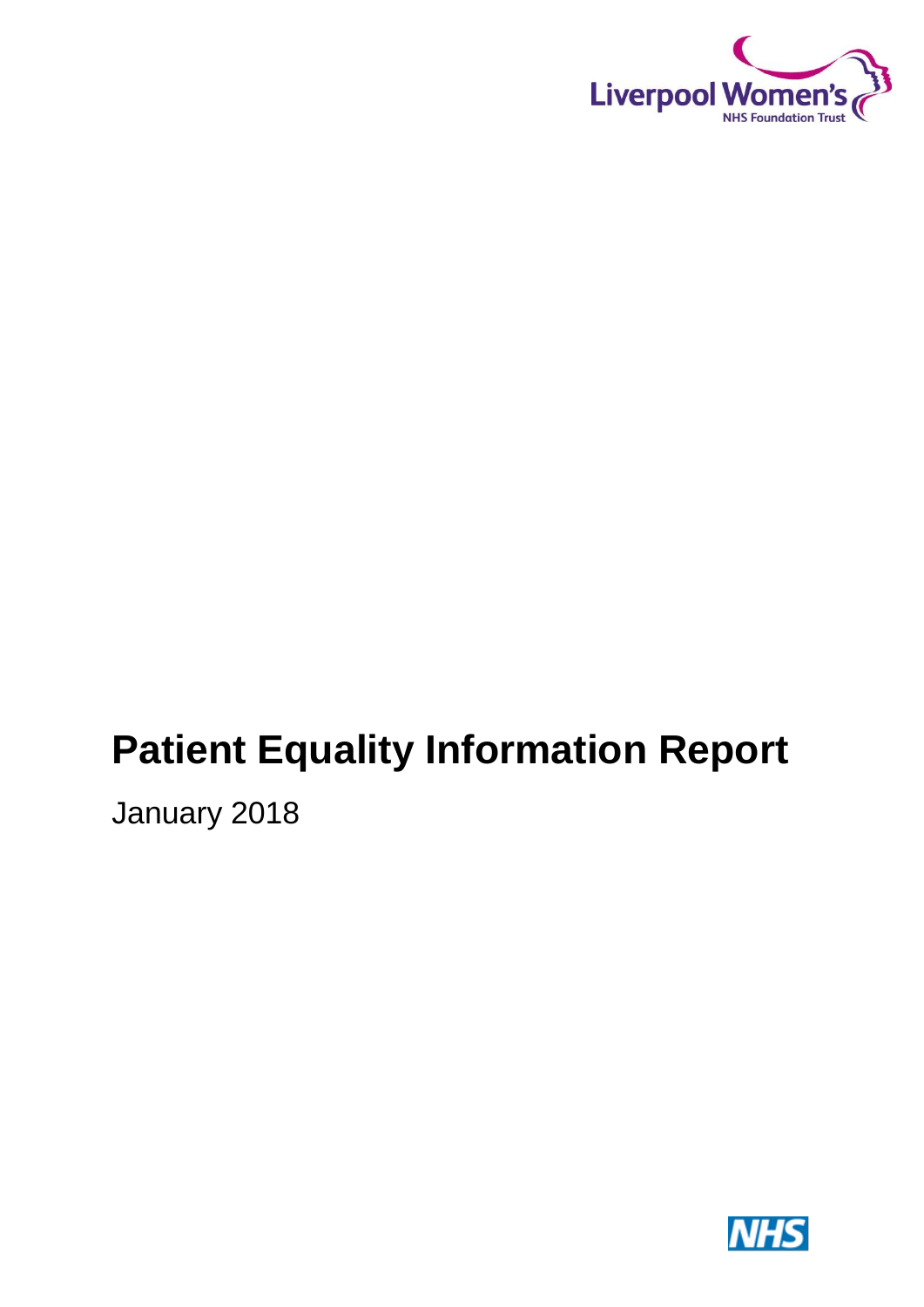Liverpool Women's NHS Foundation Trust

# Patient Equality Information Report

January 2018

NHS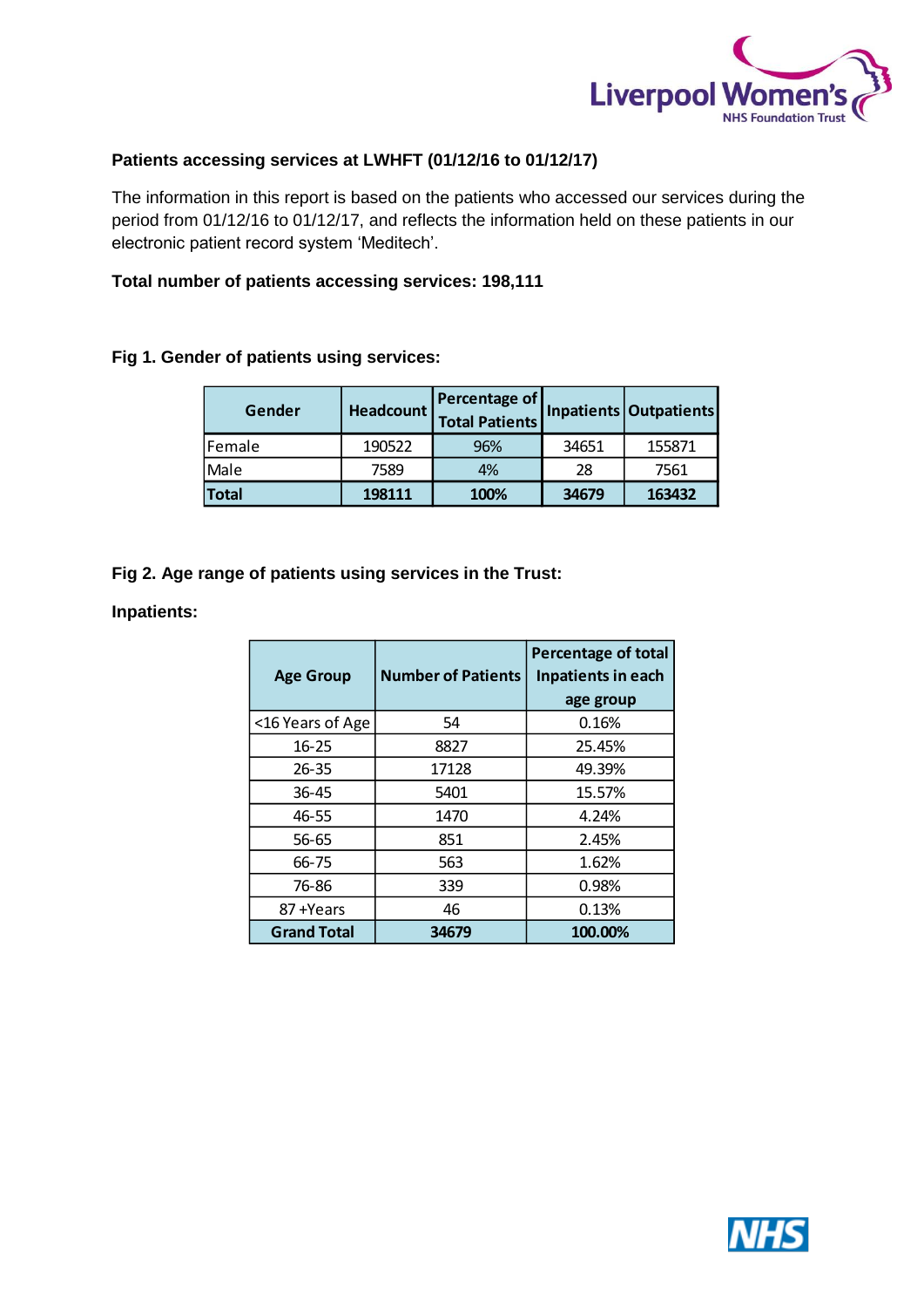**Patients accessing services at LWHFT (01/12/16 to 01/12/17)**

The information in this report is based on the patients who accessed our services during the period from 01/12/16 to 01/12/17, and reflects the information held on these patients in our electronic patient record system 'Meditech'.

**Total number of patients accessing services: 198,111**

**Fig 1. Gender of patients using services:**

| Gender | Headcount | Percentage of Total Patients | Inpatients | Outpatients |
|---|---|---|---|---|
| Female | 190522 | 96% | 34651 | 155871 |
| Male | 7589 | 4% | 28 | 7561 |
| **Total** | **198111** | **100%** | **34679** | **163432** |

**Fig 2. Age range of patients using services in the Trust:**

**Inpatients:**

| Age Group | Number of Patients | Percentage of total Inpatients in each age group |
|---|---|---|
| <16 Years of Age | 54 | 0.16% |
| 16-25 | 8827 | 25.45% |
| 26-35 | 17128 | 49.39% |
| 36-45 | 5401 | 15.57% |
| 46-55 | 1470 | 4.24% |
| 56-65 | 851 | 2.45% |
| 66-75 | 563 | 1.62% |
| 76-86 | 339 | 0.98% |
| 87 +Years | 46 | 0.13% |
| **Grand Total** | **34679** | **100.00%** |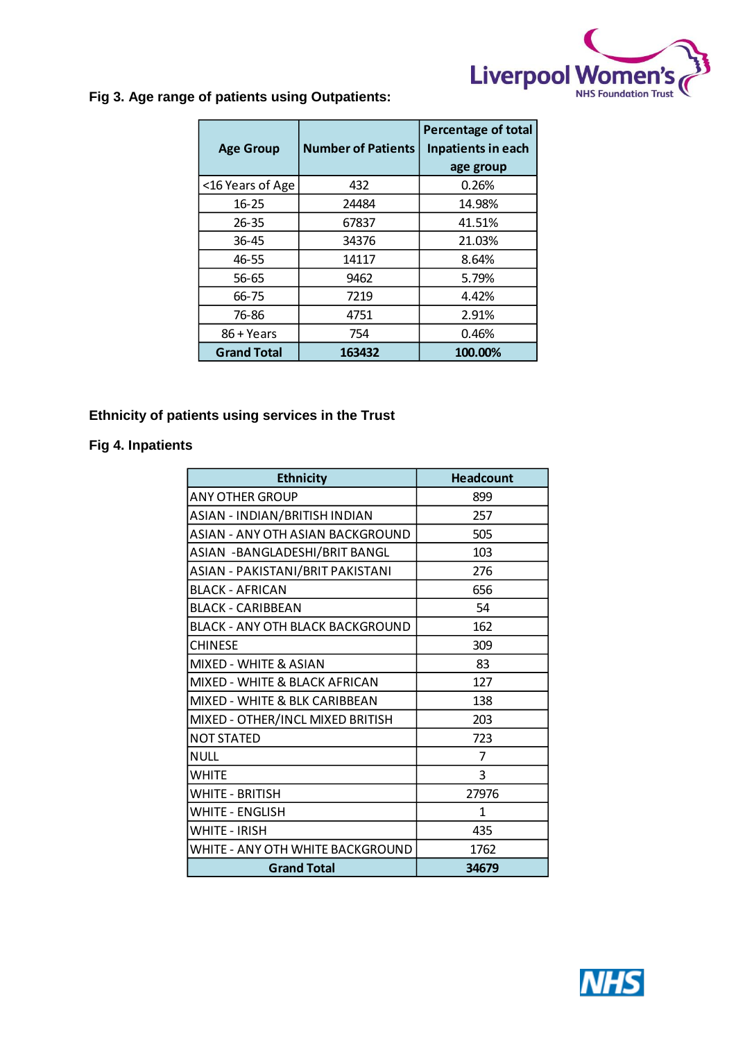**Fig 3. Age range of patients using Outpatients:**

| Age Group | Number of Patients | Percentage of total Inpatients in each age group |
|---|---|---|
| <16 Years of Age | 432 | 0.26% |
| 16-25 | 24484 | 14.98% |
| 26-35 | 67837 | 41.51% |
| 36-45 | 34376 | 21.03% |
| 46-55 | 14117 | 8.64% |
| 56-65 | 9462 | 5.79% |
| 66-75 | 7219 | 4.42% |
| 76-86 | 4751 | 2.91% |
| 86 + Years | 754 | 0.46% |
| **Grand Total** | **163432** | **100.00%** |

**Ethnicity of patients using services in the Trust**

**Fig 4. Inpatients**

| Ethnicity | Headcount |
|---|---|
| ANY OTHER GROUP | 899 |
| ASIAN - INDIAN/BRITISH INDIAN | 257 |
| ASIAN - ANY OTH ASIAN BACKGROUND | 505 |
| ASIAN -BANGLADESHI/BRIT BANGL | 103 |
| ASIAN - PAKISTANI/BRIT PAKISTANI | 276 |
| BLACK - AFRICAN | 656 |
| BLACK - CARIBBEAN | 54 |
| BLACK - ANY OTH BLACK BACKGROUND | 162 |
| CHINESE | 309 |
| MIXED - WHITE & ASIAN | 83 |
| MIXED - WHITE & BLACK AFRICAN | 127 |
| MIXED - WHITE & BLK CARIBBEAN | 138 |
| MIXED - OTHER/INCL MIXED BRITISH | 203 |
| NOT STATED | 723 |
| NULL | 7 |
| WHITE | 3 |
| WHITE - BRITISH | 27976 |
| WHITE - ENGLISH | 1 |
| WHITE - IRISH | 435 |
| WHITE - ANY OTH WHITE BACKGROUND | 1762 |
| **Grand Total** | **34679** |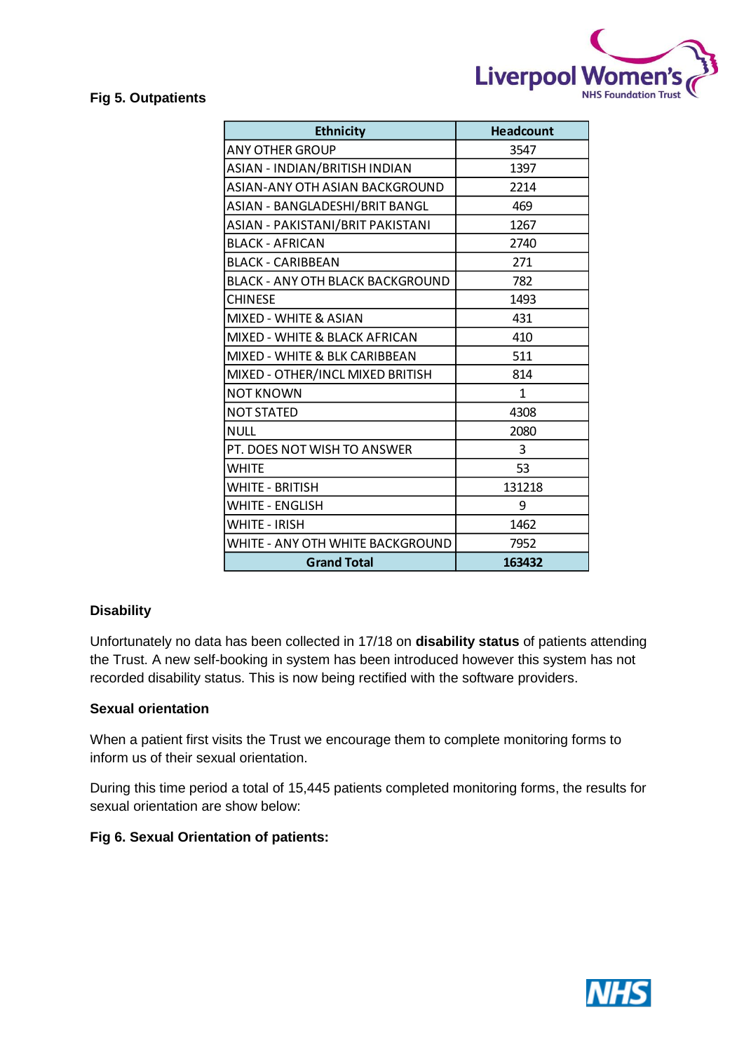**Fig 5. Outpatients**

| Ethnicity | Headcount |
|---|---|
| ANY OTHER GROUP | 3547 |
| ASIAN - INDIAN/BRITISH INDIAN | 1397 |
| ASIAN-ANY OTH ASIAN BACKGROUND | 2214 |
| ASIAN - BANGLADESHI/BRIT BANGL | 469 |
| ASIAN - PAKISTANI/BRIT PAKISTANI | 1267 |
| BLACK - AFRICAN | 2740 |
| BLACK - CARIBBEAN | 271 |
| BLACK - ANY OTH BLACK BACKGROUND | 782 |
| CHINESE | 1493 |
| MIXED - WHITE & ASIAN | 431 |
| MIXED - WHITE & BLACK AFRICAN | 410 |
| MIXED - WHITE & BLK CARIBBEAN | 511 |
| MIXED - OTHER/INCL MIXED BRITISH | 814 |
| NOT KNOWN | 1 |
| NOT STATED | 4308 |
| NULL | 2080 |
| PT. DOES NOT WISH TO ANSWER | 3 |
| WHITE | 53 |
| WHITE - BRITISH | 131218 |
| WHITE - ENGLISH | 9 |
| WHITE - IRISH | 1462 |
| WHITE - ANY OTH WHITE BACKGROUND | 7952 |
| **Grand Total** | **163432** |

**Disability**

Unfortunately no data has been collected in 17/18 on **disability status** of patients attending the Trust. A new self-booking in system has been introduced however this system has not recorded disability status. This is now being rectified with the software providers.

**Sexual orientation**

When a patient first visits the Trust we encourage them to complete monitoring forms to inform us of their sexual orientation.

During this time period a total of 15,445 patients completed monitoring forms, the results for sexual orientation are show below:

**Fig 6. Sexual Orientation of patients:**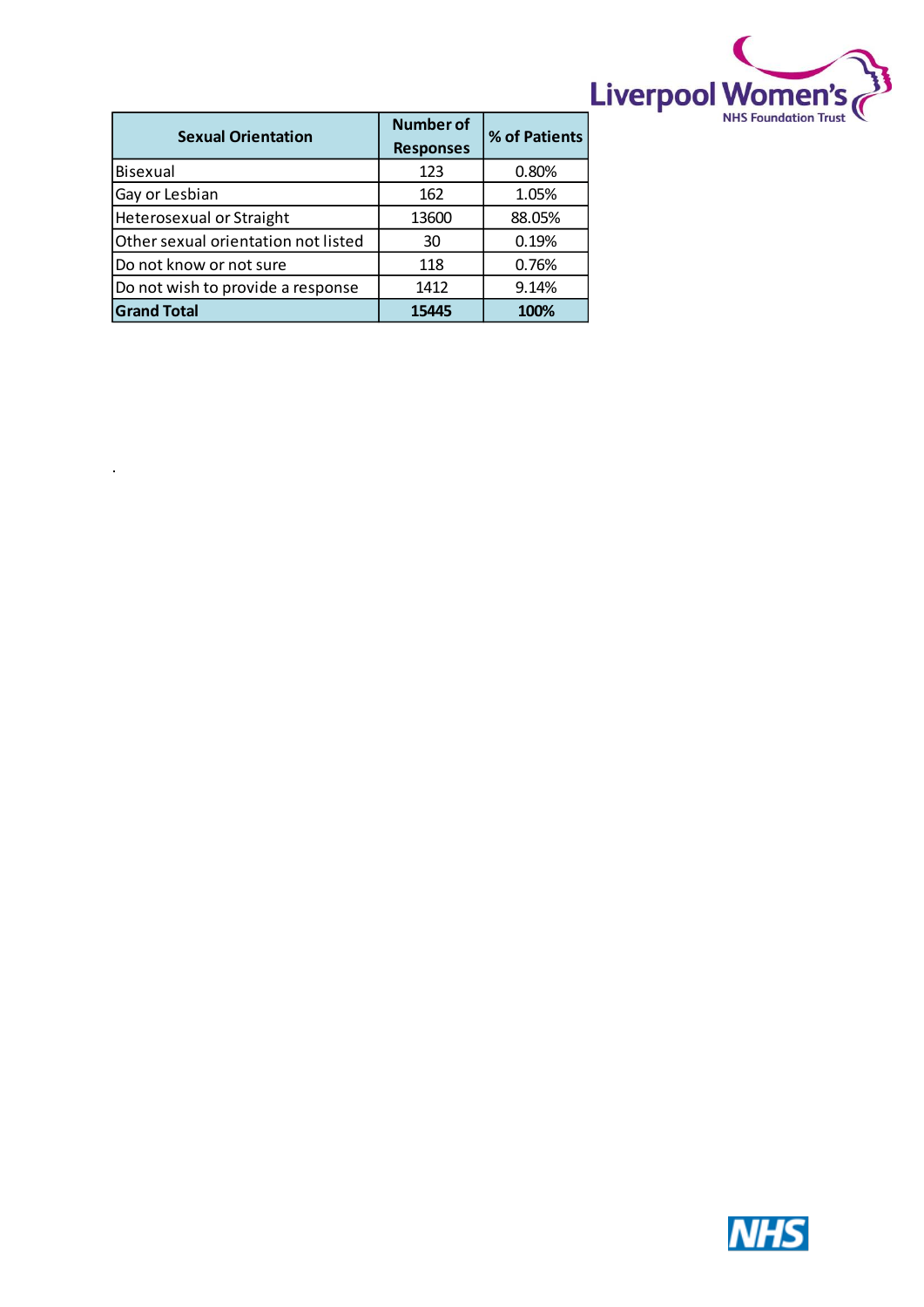| Sexual Orientation | Number of Responses | % of Patients |
|---|---|---|
| Bisexual | 123 | 0.80% |
| Gay or Lesbian | 162 | 1.05% |
| Heterosexual or Straight | 13600 | 88.05% |
| Other sexual orientation not listed | 30 | 0.19% |
| Do not know or not sure | 118 | 0.76% |
| Do not wish to provide a response | 1412 | 9.14% |
| **Grand Total** | **15445** | **100%** |